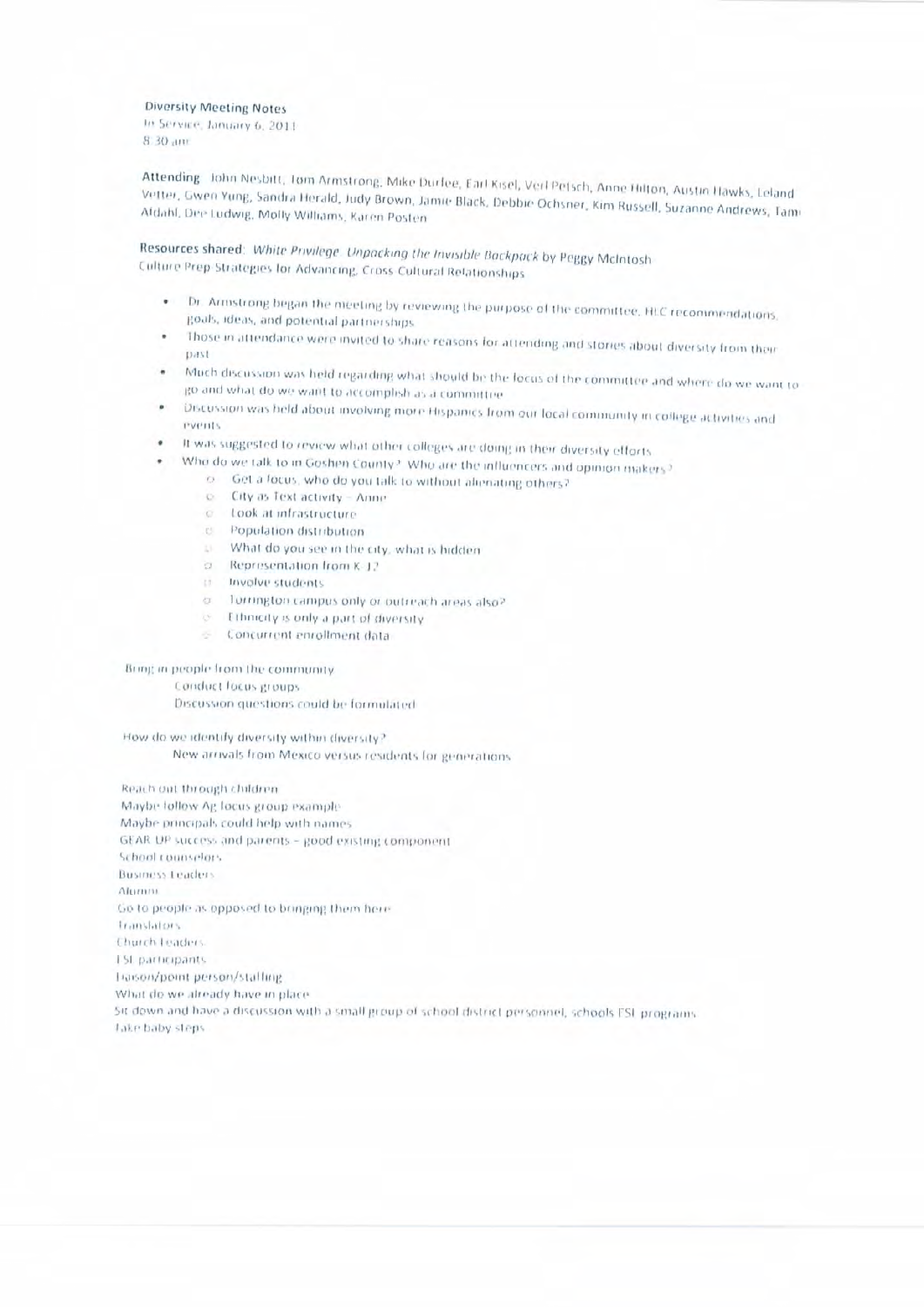**Diversity Meeting Notes**
In Service, January 6, 2011
8:30 am

**Attending**: John Nesbitt, Tom Armstrong, Mike Durfee, Earl Kisel, Verl Petsch, Anne Hilton, Austin Hawks, Leland Vetter, Gwen Yung, Sandra Herald, Judy Brown, Jamie Black, Debbie Ochsner, Kim Russell, Suzanne Andrews, Tami Afdahl, Dee Ludwig, Molly Williams, Karen Posten

**Resources shared**: *White Privilege: Unpacking the Invisible Backpack* by Peggy McIntosh
Culture Prep Strategies for Advancing Cross Cultural Relationships

- Dr. Armstrong began the meeting by reviewing the purpose of the committee, HLC recommendations, goals, ideas, and potential partnerships.
- Those in attendance were invited to share reasons for attending and stories about diversity from their past.
- Much discussion was held regarding what should be the focus of the committee and where do we want to go and what do we want to accomplish as a committee.
- Discussion was held about involving more Hispanics from our local community in college activities and events.
- It was suggested to review what other colleges are doing in their diversity efforts.
- Who do we talk to in Goshen County? Who are the influencers and opinion makers?
    - Get a focus, who do you talk to without alienating others?
    - City as Text activity – Anne
    - Look at infrastructure
    - Population distribution
    - What do you see in the city, what is hidden
    - Representation from K-12
    - Involve students
    - Torrington campus only or outreach areas also?
    - Ethnicity is only a part of diversity
    - Concurrent enrollment data

Bring in people from the community
    Conduct focus groups
    Discussion questions could be formulated

How do we identify diversity within diversity?
    New arrivals from Mexico versus residents for generations

Reach out through children
Maybe follow Ag focus group example
Maybe principals could help with names
GEAR UP success and parents – good existing component
School counselors
Business Leaders
Alumni
Go to people as opposed to bringing them here
Translators
Church Leaders
ESL participants
Liaison/point person/staffing
What do we already have in place
Sit down and have a discussion with a small group of school district personnel, schools ESL programs
Take baby steps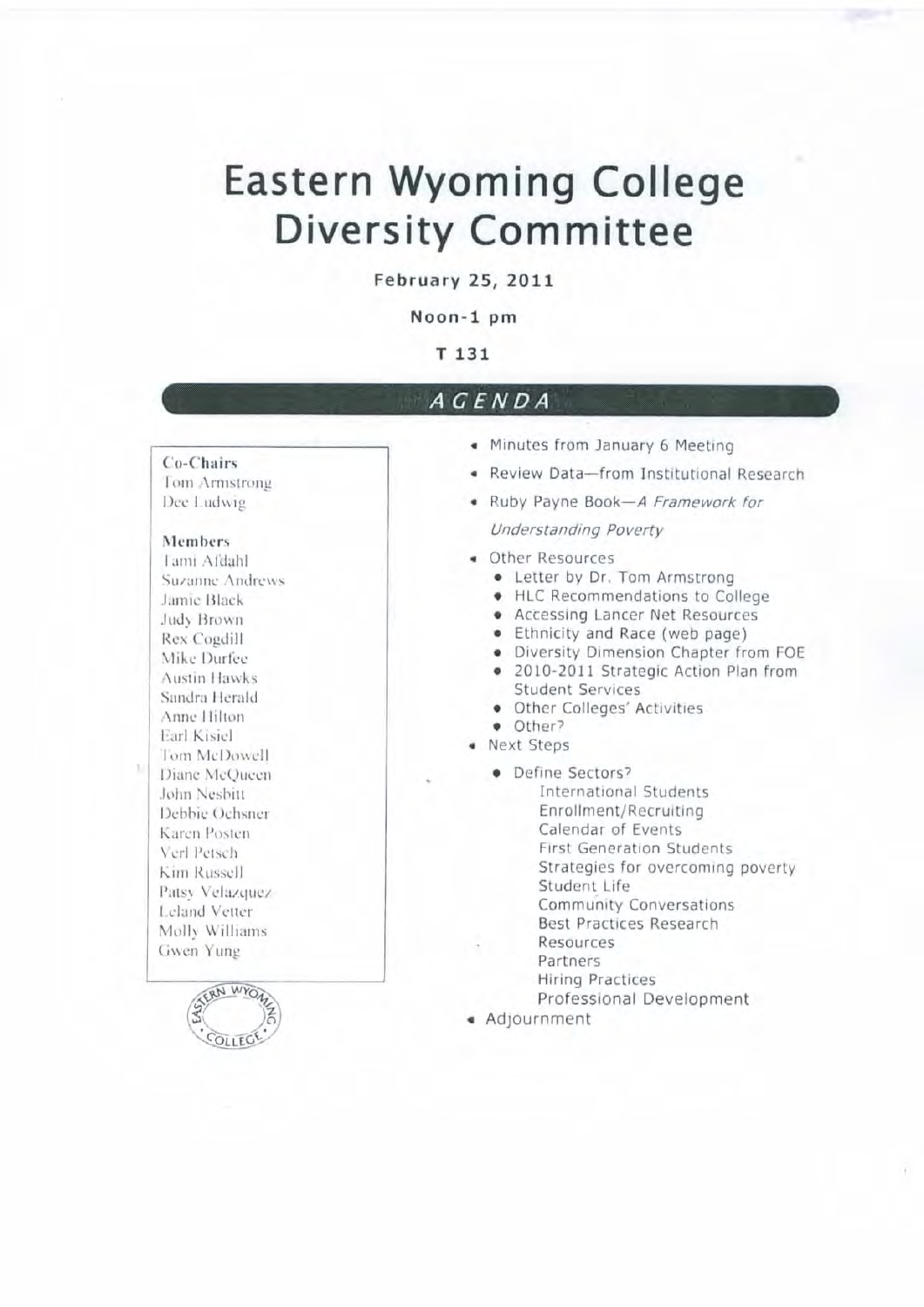# Eastern Wyoming College Diversity Committee

**February 25, 2011**

**Noon-1 pm**

**T 131**

## AGENDA

**Co-Chairs**
Tom Armstrong
Dee Ludwig

**Members**
Tami Afdahl
Suzanne Andrews
Jamie Black
Judy Brown
Rex Cogdill
Mike Durfee
Austin Hawks
Sandra Herald
Anne Hilton
Earl Kisiel
Tom McDowell
Diane McQueen
John Nesbitt
Debbie Ochsner
Karen Posten
Verl Petsch
Kim Russell
Patsy Velazquez
Leland Vetter
Molly Williams
Gwen Yung

- Minutes from January 6 Meeting
- Review Data—from Institutional Research
- Ruby Payne Book—*A Framework for Understanding Poverty*
- Other Resources
  - Letter by Dr. Tom Armstrong
  - HLC Recommendations to College
  - Accessing Lancer Net Resources
  - Ethnicity and Race (web page)
  - Diversity Dimension Chapter from FOE
  - 2010-2011 Strategic Action Plan from Student Services
  - Other Colleges' Activities
  - Other?
- Next Steps
  - Define Sectors?
    - International Students
    - Enrollment/Recruiting
    - Calendar of Events
    - First Generation Students
    - Strategies for overcoming poverty
    - Student Life
    - Community Conversations
    - Best Practices Research
    - Resources
    - Partners
    - Hiring Practices
    - Professional Development
- Adjournment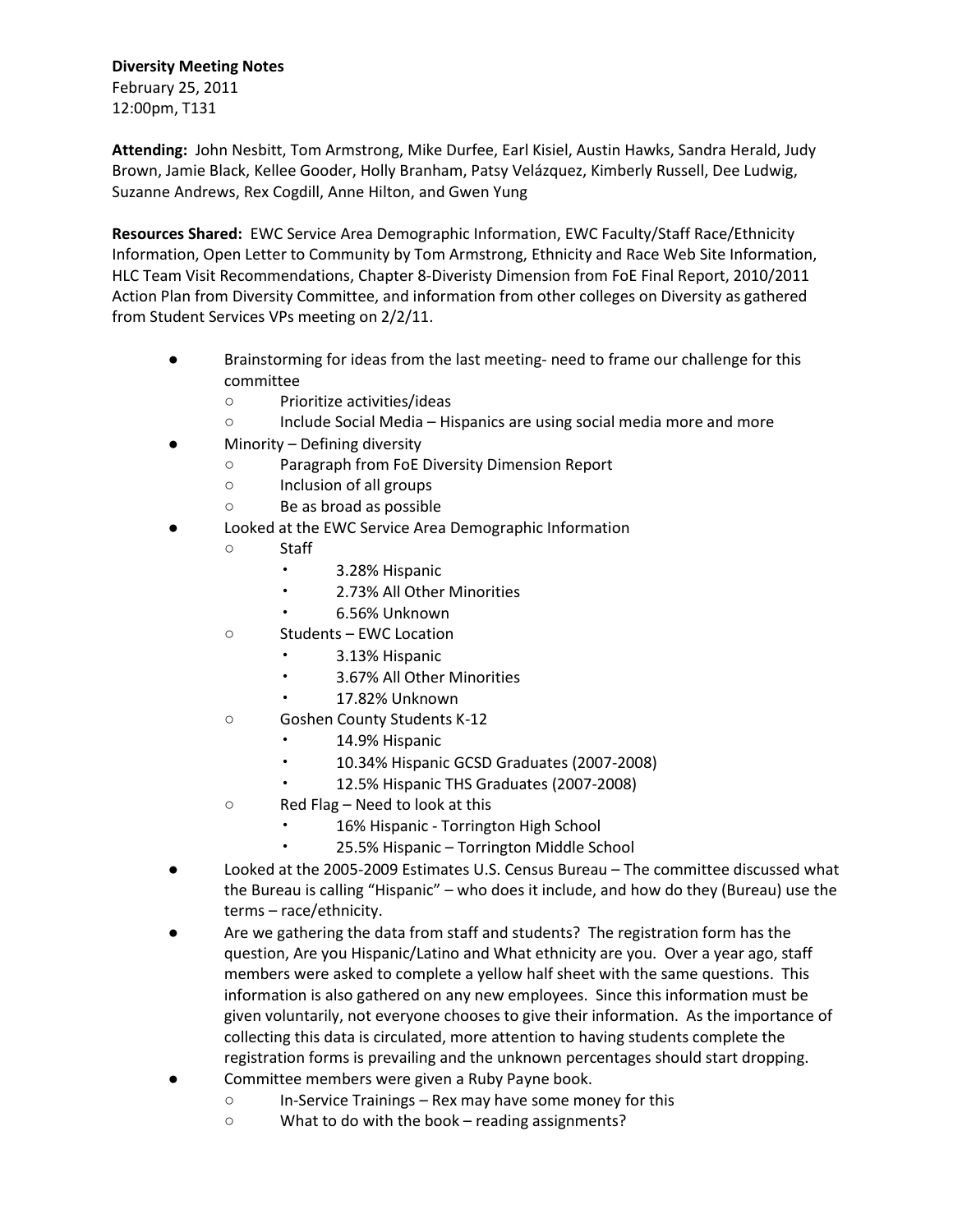**Diversity Meeting Notes**
February 25, 2011
12:00pm, T131

**Attending:** John Nesbitt, Tom Armstrong, Mike Durfee, Earl Kisiel, Austin Hawks, Sandra Herald, Judy Brown, Jamie Black, Kellee Gooder, Holly Branham, Patsy Velázquez, Kimberly Russell, Dee Ludwig, Suzanne Andrews, Rex Cogdill, Anne Hilton, and Gwen Yung

**Resources Shared:** EWC Service Area Demographic Information, EWC Faculty/Staff Race/Ethnicity Information, Open Letter to Community by Tom Armstrong, Ethnicity and Race Web Site Information, HLC Team Visit Recommendations, Chapter 8-Diveristy Dimension from FoE Final Report, 2010/2011 Action Plan from Diversity Committee, and information from other colleges on Diversity as gathered from Student Services VPs meeting on 2/2/11.

- Brainstorming for ideas from the last meeting- need to frame our challenge for this committee
  - Prioritize activities/ideas
  - Include Social Media – Hispanics are using social media more and more
- Minority – Defining diversity
  - Paragraph from FoE Diversity Dimension Report
  - Inclusion of all groups
  - Be as broad as possible
- Looked at the EWC Service Area Demographic Information
  - Staff
    - 3.28% Hispanic
    - 2.73% All Other Minorities
    - 6.56% Unknown
  - Students – EWC Location
    - 3.13% Hispanic
    - 3.67% All Other Minorities
    - 17.82% Unknown
  - Goshen County Students K-12
    - 14.9% Hispanic
    - 10.34% Hispanic GCSD Graduates (2007-2008)
    - 12.5% Hispanic THS Graduates (2007-2008)
  - Red Flag – Need to look at this
    - 16% Hispanic - Torrington High School
    - 25.5% Hispanic – Torrington Middle School
- Looked at the 2005-2009 Estimates U.S. Census Bureau – The committee discussed what the Bureau is calling "Hispanic" – who does it include, and how do they (Bureau) use the terms – race/ethnicity.
- Are we gathering the data from staff and students? The registration form has the question, Are you Hispanic/Latino and What ethnicity are you. Over a year ago, staff members were asked to complete a yellow half sheet with the same questions. This information is also gathered on any new employees. Since this information must be given voluntarily, not everyone chooses to give their information. As the importance of collecting this data is circulated, more attention to having students complete the registration forms is prevailing and the unknown percentages should start dropping.
- Committee members were given a Ruby Payne book.
  - In-Service Trainings – Rex may have some money for this
  - What to do with the book – reading assignments?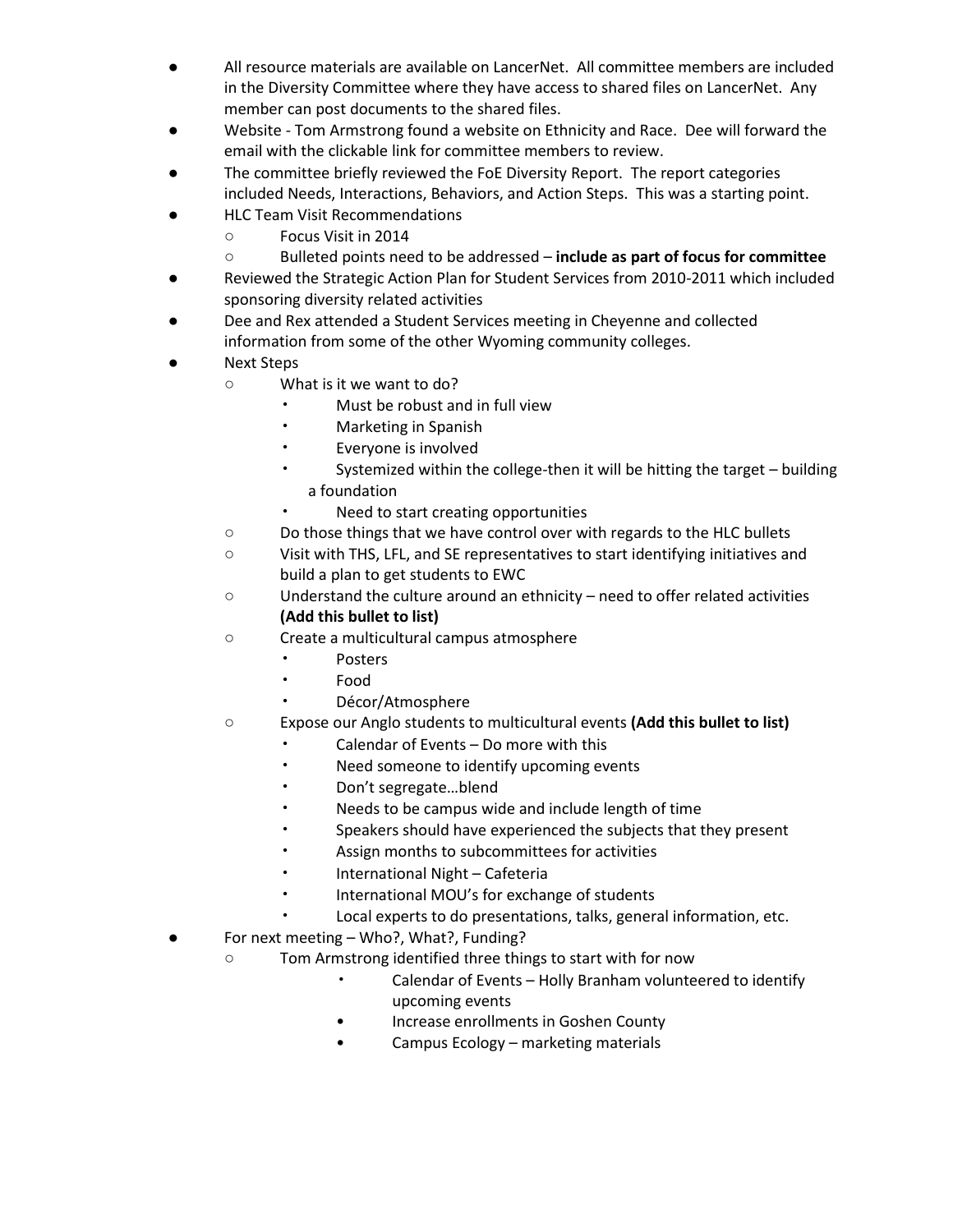- All resource materials are available on LancerNet. All committee members are included in the Diversity Committee where they have access to shared files on LancerNet. Any member can post documents to the shared files.
- Website - Tom Armstrong found a website on Ethnicity and Race. Dee will forward the email with the clickable link for committee members to review.
- The committee briefly reviewed the FoE Diversity Report. The report categories included Needs, Interactions, Behaviors, and Action Steps. This was a starting point.
- HLC Team Visit Recommendations
  - Focus Visit in 2014
  - Bulleted points need to be addressed – **include as part of focus for committee**
- Reviewed the Strategic Action Plan for Student Services from 2010-2011 which included sponsoring diversity related activities
- Dee and Rex attended a Student Services meeting in Cheyenne and collected information from some of the other Wyoming community colleges.
- Next Steps
  - What is it we want to do?
    - Must be robust and in full view
    - Marketing in Spanish
    - Everyone is involved
    - Systemized within the college-then it will be hitting the target – building a foundation
    - Need to start creating opportunities
  - Do those things that we have control over with regards to the HLC bullets
  - Visit with THS, LFL, and SE representatives to start identifying initiatives and build a plan to get students to EWC
  - Understand the culture around an ethnicity – need to offer related activities **(Add this bullet to list)**
  - Create a multicultural campus atmosphere
    - Posters
    - Food
    - Décor/Atmosphere
  - Expose our Anglo students to multicultural events **(Add this bullet to list)**
    - Calendar of Events – Do more with this
    - Need someone to identify upcoming events
    - Don't segregate…blend
    - Needs to be campus wide and include length of time
    - Speakers should have experienced the subjects that they present
    - Assign months to subcommittees for activities
    - International Night – Cafeteria
    - International MOU's for exchange of students
    - Local experts to do presentations, talks, general information, etc.
- For next meeting – Who?, What?, Funding?
  - Tom Armstrong identified three things to start with for now
    - Calendar of Events – Holly Branham volunteered to identify upcoming events
    - Increase enrollments in Goshen County
    - Campus Ecology – marketing materials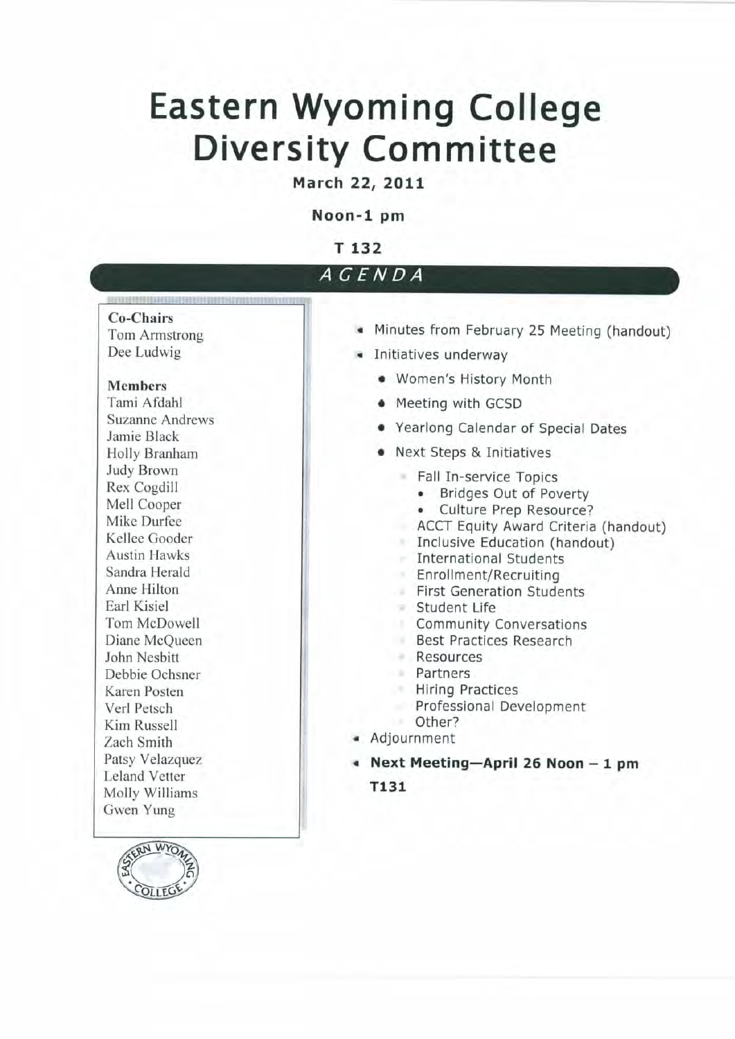# Eastern Wyoming College Diversity Committee

**March 22, 2011**

**Noon-1 pm**

**T 132**

## *AGENDA*

**Co-Chairs**
Tom Armstrong
Dee Ludwig

**Members**
Tami Afdahl
Suzanne Andrews
Jamie Black
Holly Branham
Judy Brown
Rex Cogdill
Mell Cooper
Mike Durfee
Kellee Gooder
Austin Hawks
Sandra Herald
Anne Hilton
Earl Kisiel
Tom McDowell
Diane McQueen
John Nesbitt
Debbie Ochsner
Karen Posten
Verl Petsch
Kim Russell
Zach Smith
Patsy Velazquez
Leland Vetter
Molly Williams
Gwen Yung

- Minutes from February 25 Meeting (handout)
- Initiatives underway
  - Women's History Month
  - Meeting with GCSD
  - Yearlong Calendar of Special Dates
  - Next Steps & Initiatives
    - Fall In-service Topics
      - Bridges Out of Poverty
      - Culture Prep Resource?
    - ACCT Equity Award Criteria (handout)
    - Inclusive Education (handout)
    - International Students
    - Enrollment/Recruiting
    - First Generation Students
    - Student Life
    - Community Conversations
    - Best Practices Research
    - Resources
    - Partners
    - Hiring Practices
    - Professional Development
    - Other?
- Adjournment
- **Next Meeting—April 26 Noon – 1 pm T131**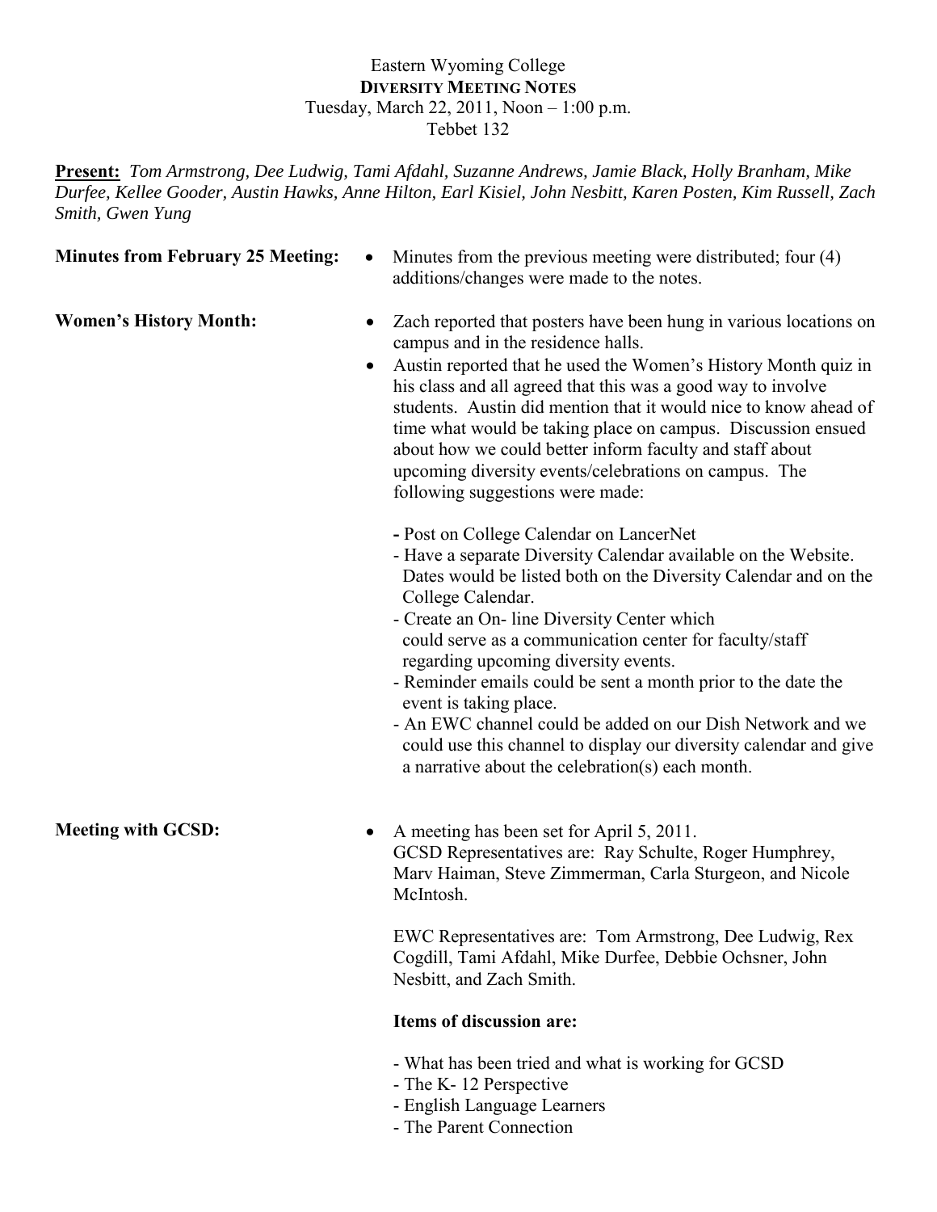Eastern Wyoming College
**DIVERSITY MEETING NOTES**
Tuesday, March 22, 2011, Noon – 1:00 p.m.
Tebbet 132

**Present:** *Tom Armstrong, Dee Ludwig, Tami Afdahl, Suzanne Andrews, Jamie Black, Holly Branham, Mike Durfee, Kellee Gooder, Austin Hawks, Anne Hilton, Earl Kisiel, John Nesbitt, Karen Posten, Kim Russell, Zach Smith, Gwen Yung*

**Minutes from February 25 Meeting:**

- Minutes from the previous meeting were distributed; four (4) additions/changes were made to the notes.

**Women's History Month:**

- Zach reported that posters have been hung in various locations on campus and in the residence halls.
- Austin reported that he used the Women's History Month quiz in his class and all agreed that this was a good way to involve students. Austin did mention that it would nice to know ahead of time what would be taking place on campus. Discussion ensued about how we could better inform faculty and staff about upcoming diversity events/celebrations on campus. The following suggestions were made:

  - Post on College Calendar on LancerNet
  - Have a separate Diversity Calendar available on the Website. Dates would be listed both on the Diversity Calendar and on the College Calendar.
  - Create an On- line Diversity Center which could serve as a communication center for faculty/staff regarding upcoming diversity events.
  - Reminder emails could be sent a month prior to the date the event is taking place.
  - An EWC channel could be added on our Dish Network and we could use this channel to display our diversity calendar and give a narrative about the celebration(s) each month.

**Meeting with GCSD:**

- A meeting has been set for April 5, 2011.
  GCSD Representatives are: Ray Schulte, Roger Humphrey, Marv Haiman, Steve Zimmerman, Carla Sturgeon, and Nicole McIntosh.

  EWC Representatives are: Tom Armstrong, Dee Ludwig, Rex Cogdill, Tami Afdahl, Mike Durfee, Debbie Ochsner, John Nesbitt, and Zach Smith.

  **Items of discussion are:**

  - What has been tried and what is working for GCSD
  - The K- 12 Perspective
  - English Language Learners
  - The Parent Connection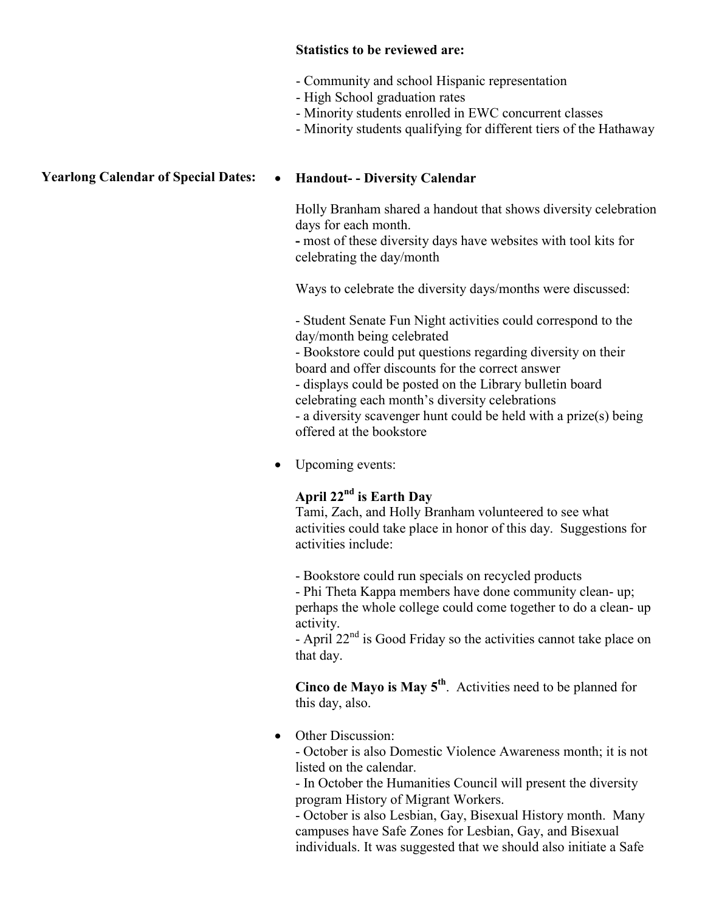**Statistics to be reviewed are:**

- Community and school Hispanic representation
- High School graduation rates
- Minority students enrolled in EWC concurrent classes
- Minority students qualifying for different tiers of the Hathaway

**Yearlong Calendar of Special Dates:**

- **Handout- - Diversity Calendar**

  Holly Branham shared a handout that shows diversity celebration days for each month.
  **-** most of these diversity days have websites with tool kits for celebrating the day/month

  Ways to celebrate the diversity days/months were discussed:

  - Student Senate Fun Night activities could correspond to the day/month being celebrated
  - Bookstore could put questions regarding diversity on their board and offer discounts for the correct answer
  - displays could be posted on the Library bulletin board celebrating each month's diversity celebrations
  - a diversity scavenger hunt could be held with a prize(s) being offered at the bookstore

- Upcoming events:

  **April 22nd is Earth Day**
  Tami, Zach, and Holly Branham volunteered to see what activities could take place in honor of this day. Suggestions for activities include:

  - Bookstore could run specials on recycled products
  - Phi Theta Kappa members have done community clean- up; perhaps the whole college could come together to do a clean- up activity.
  - April 22nd is Good Friday so the activities cannot take place on that day.

  **Cinco de Mayo is May 5th**. Activities need to be planned for this day, also.

- Other Discussion:
  - October is also Domestic Violence Awareness month; it is not listed on the calendar.
  - In October the Humanities Council will present the diversity program History of Migrant Workers.
  - October is also Lesbian, Gay, Bisexual History month. Many campuses have Safe Zones for Lesbian, Gay, and Bisexual individuals. It was suggested that we should also initiate a Safe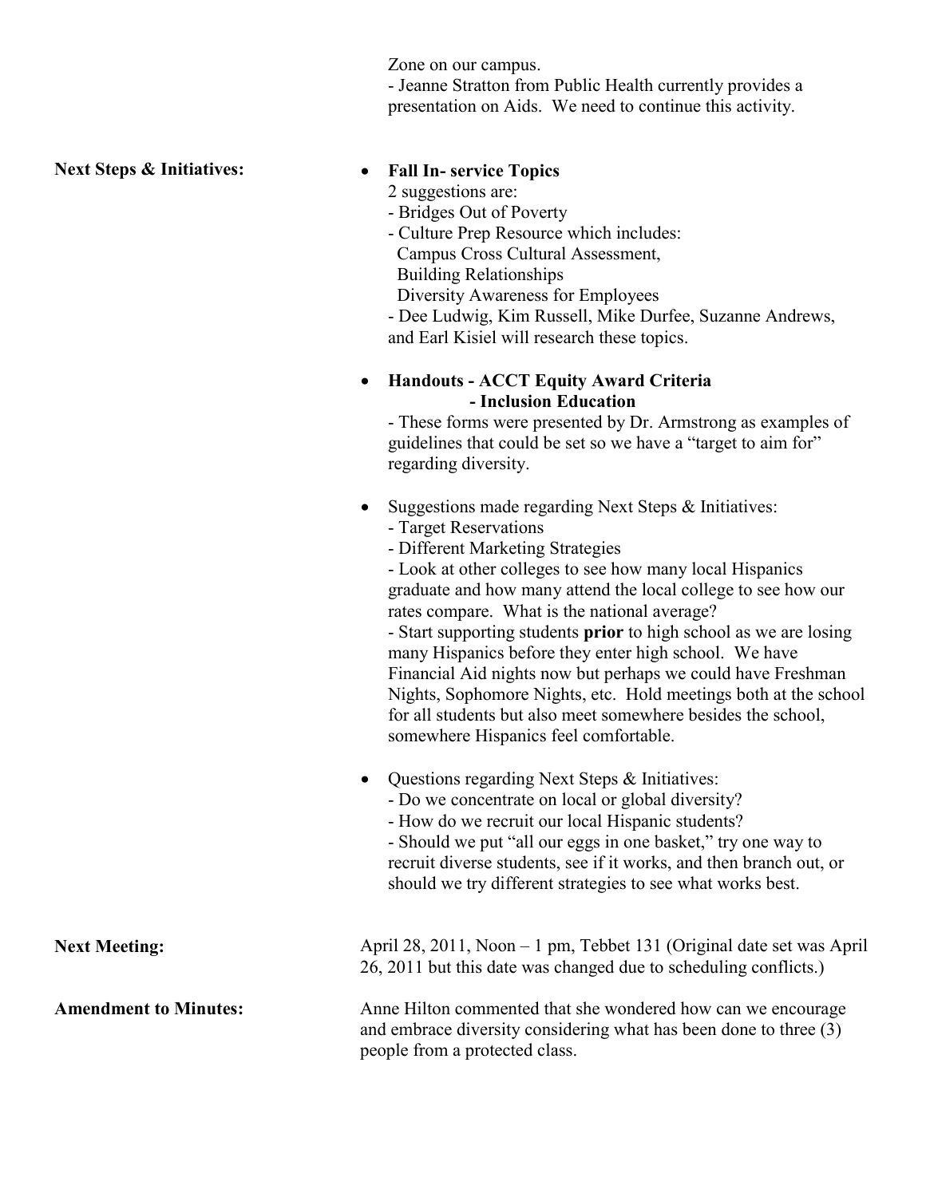Zone on our campus.
- Jeanne Stratton from Public Health currently provides a presentation on Aids. We need to continue this activity.

**Next Steps & Initiatives:**

- **Fall In- service Topics**
  2 suggestions are:
  - Bridges Out of Poverty
  - Culture Prep Resource which includes:
    Campus Cross Cultural Assessment,
    Building Relationships
    Diversity Awareness for Employees
  - Dee Ludwig, Kim Russell, Mike Durfee, Suzanne Andrews, and Earl Kisiel will research these topics.

- **Handouts - ACCT Equity Award Criteria**
  **- Inclusion Education**
  - These forms were presented by Dr. Armstrong as examples of guidelines that could be set so we have a "target to aim for" regarding diversity.

- Suggestions made regarding Next Steps & Initiatives:
  - Target Reservations
  - Different Marketing Strategies
  - Look at other colleges to see how many local Hispanics graduate and how many attend the local college to see how our rates compare. What is the national average?
  - Start supporting students **prior** to high school as we are losing many Hispanics before they enter high school. We have Financial Aid nights now but perhaps we could have Freshman Nights, Sophomore Nights, etc. Hold meetings both at the school for all students but also meet somewhere besides the school, somewhere Hispanics feel comfortable.

- Questions regarding Next Steps & Initiatives:
  - Do we concentrate on local or global diversity?
  - How do we recruit our local Hispanic students?
  - Should we put "all our eggs in one basket," try one way to recruit diverse students, see if it works, and then branch out, or should we try different strategies to see what works best.

**Next Meeting:** April 28, 2011, Noon – 1 pm, Tebbet 131 (Original date set was April 26, 2011 but this date was changed due to scheduling conflicts.)

**Amendment to Minutes:** Anne Hilton commented that she wondered how can we encourage and embrace diversity considering what has been done to three (3) people from a protected class.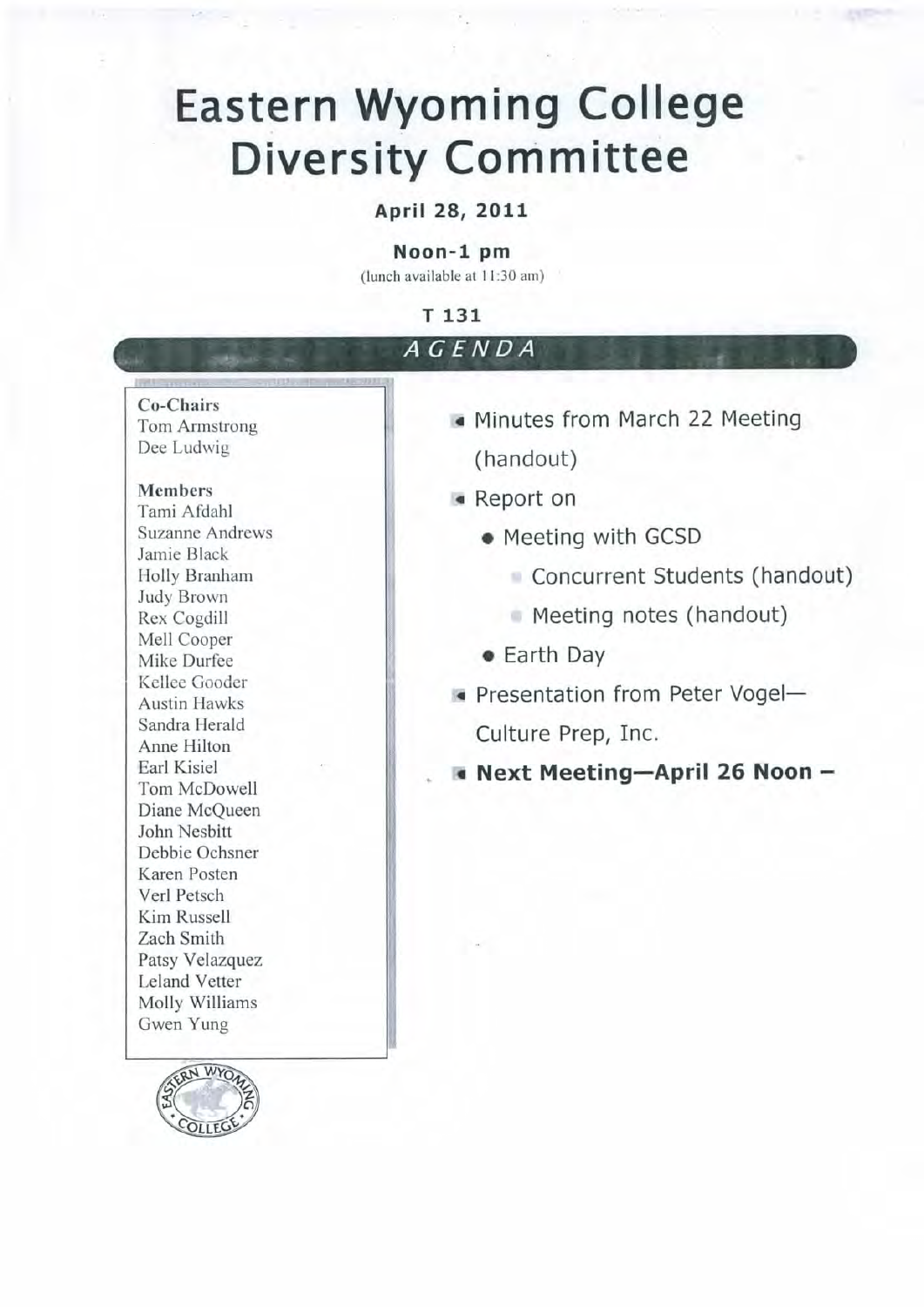# Eastern Wyoming College Diversity Committee

**April 28, 2011**

**Noon-1 pm**

(lunch available at 11:30 am)

**T 131**

## AGENDA

**Co-Chairs**
Tom Armstrong
Dee Ludwig

**Members**
Tami Afdahl
Suzanne Andrews
Jamie Black
Holly Branham
Judy Brown
Rex Cogdill
Mell Cooper
Mike Durfee
Kellee Gooder
Austin Hawks
Sandra Herald
Anne Hilton
Earl Kisiel
Tom McDowell
Diane McQueen
John Nesbitt
Debbie Ochsner
Karen Posten
Verl Petsch
Kim Russell
Zach Smith
Patsy Velazquez
Leland Vetter
Molly Williams
Gwen Yung

- Minutes from March 22 Meeting (handout)
- Report on
  - Meeting with GCSD
    - Concurrent Students (handout)
    - Meeting notes (handout)
  - Earth Day
- Presentation from Peter Vogel—Culture Prep, Inc.
- **Next Meeting—April 26 Noon –**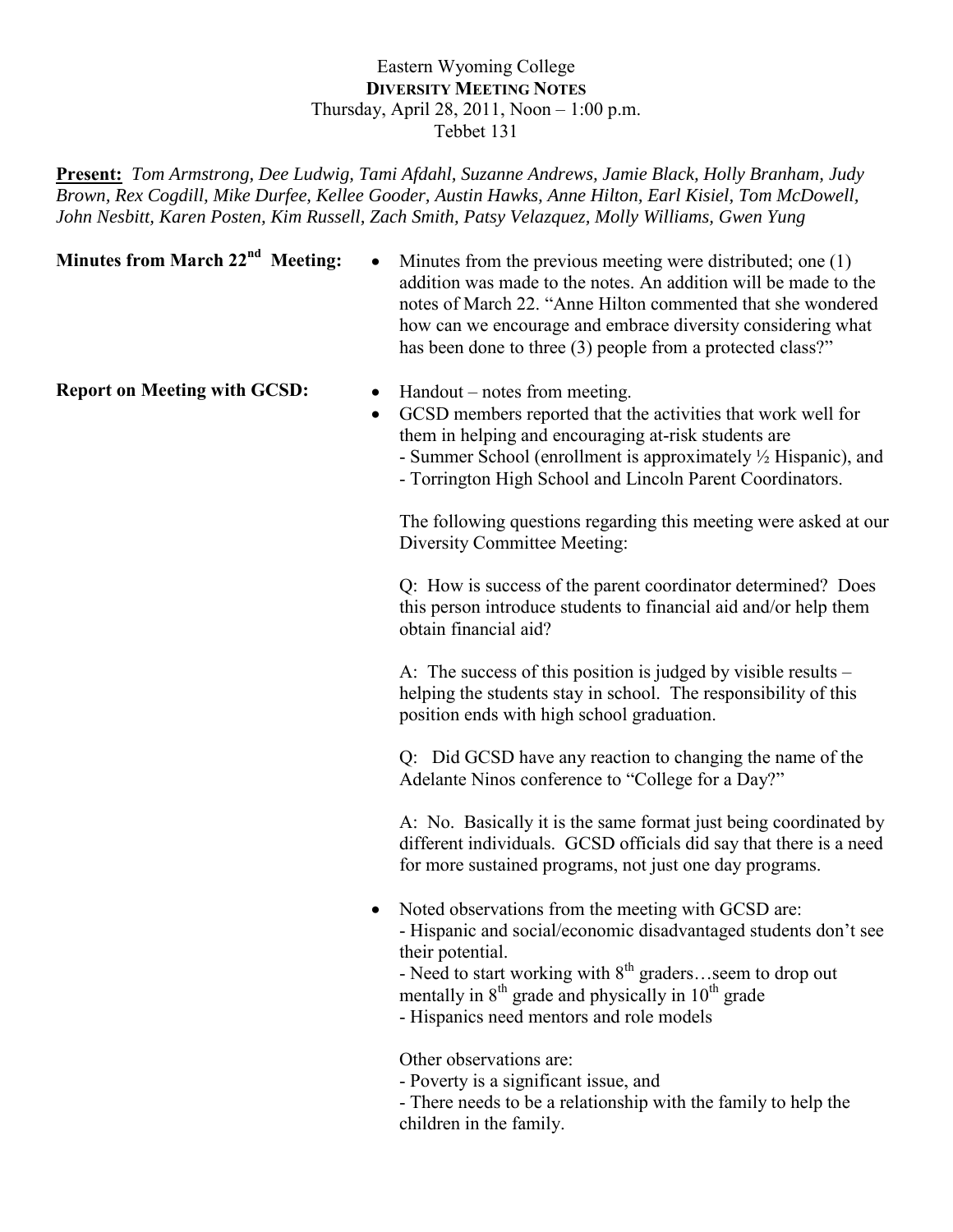Eastern Wyoming College
**DIVERSITY MEETING NOTES**
Thursday, April 28, 2011, Noon – 1:00 p.m.
Tebbet 131

**Present:** *Tom Armstrong, Dee Ludwig, Tami Afdahl, Suzanne Andrews, Jamie Black, Holly Branham, Judy Brown, Rex Cogdill, Mike Durfee, Kellee Gooder, Austin Hawks, Anne Hilton, Earl Kisiel, Tom McDowell, John Nesbitt, Karen Posten, Kim Russell, Zach Smith, Patsy Velazquez, Molly Williams, Gwen Yung*

**Minues from March 22nd Meeting:**

- Minutes from the previous meeting were distributed; one (1) addition was made to the notes. An addition will be made to the notes of March 22. "Anne Hilton commented that she wondered how can we encourage and embrace diversity considering what has been done to three (3) people from a protected class?"

**Report on Meeting with GCSD:**

- Handout – notes from meeting.
- GCSD members reported that the activities that work well for them in helping and encouraging at-risk students are
  - Summer School (enrollment is approximately ½ Hispanic), and
  - Torrington High School and Lincoln Parent Coordinators.

  The following questions regarding this meeting were asked at our Diversity Committee Meeting:

  Q: How is success of the parent coordinator determined? Does this person introduce students to financial aid and/or help them obtain financial aid?

  A: The success of this position is judged by visible results – helping the students stay in school. The responsibility of this position ends with high school graduation.

  Q: Did GCSD have any reaction to changing the name of the Adelante Ninos conference to "College for a Day?"

  A: No. Basically it is the same format just being coordinated by different individuals. GCSD officials did say that there is a need for more sustained programs, not just one day programs.

- Noted observations from the meeting with GCSD are:
  - Hispanic and social/economic disadvantaged students don't see their potential.
  - Need to start working with 8th graders…seem to drop out mentally in 8th grade and physically in 10th grade
  - Hispanics need mentors and role models

  Other observations are:
  - Poverty is a significant issue, and
  - There needs to be a relationship with the family to help the children in the family.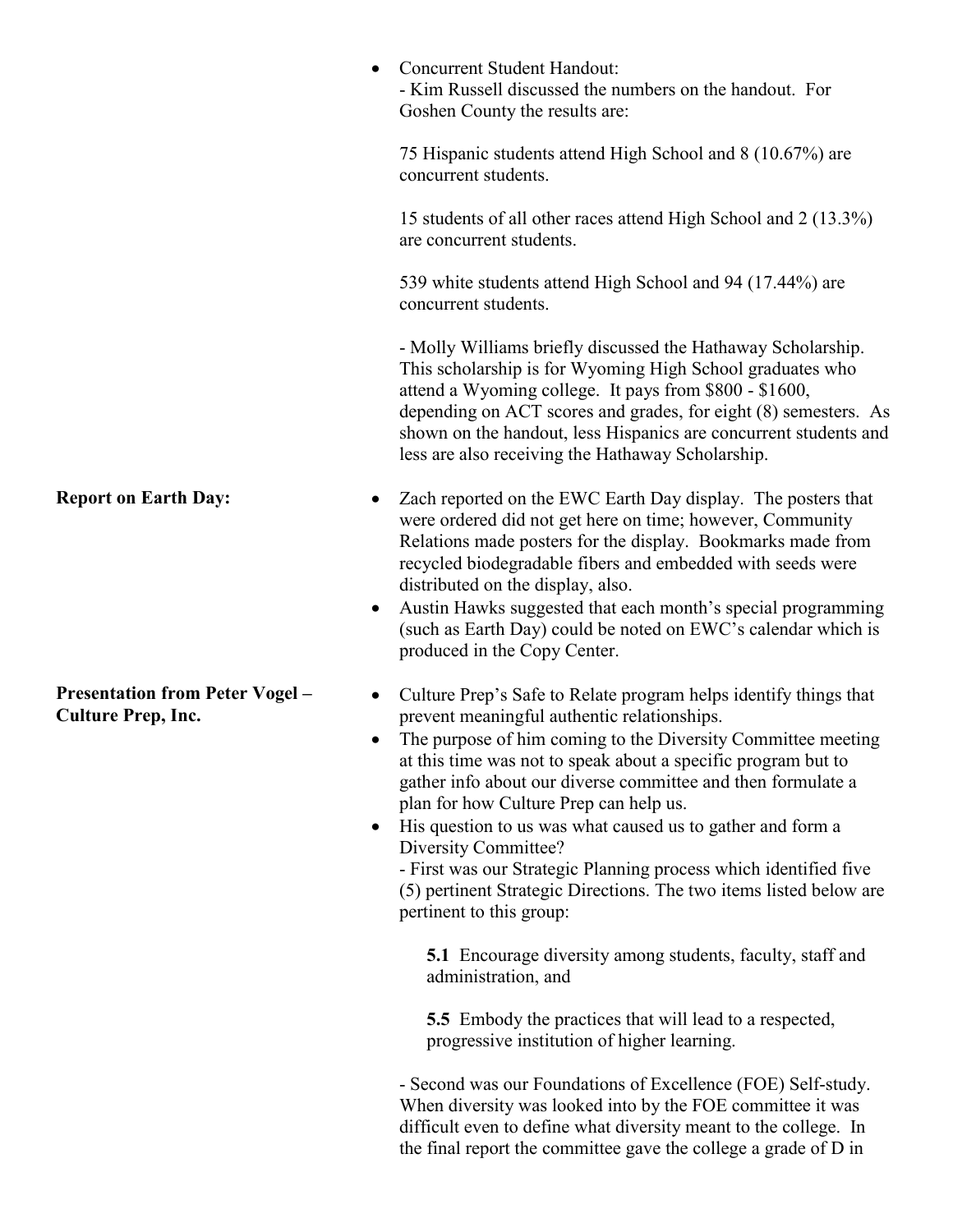- Concurrent Student Handout:
  - Kim Russell discussed the numbers on the handout. For Goshen County the results are:

    75 Hispanic students attend High School and 8 (10.67%) are concurrent students.

    15 students of all other races attend High School and 2 (13.3%) are concurrent students.

    539 white students attend High School and 94 (17.44%) are concurrent students.

  - Molly Williams briefly discussed the Hathaway Scholarship. This scholarship is for Wyoming High School graduates who attend a Wyoming college. It pays from $800 - $1600, depending on ACT scores and grades, for eight (8) semesters. As shown on the handout, less Hispanics are concurrent students and less are also receiving the Hathaway Scholarship.

**Report on Earth Day:**

- Zach reported on the EWC Earth Day display. The posters that were ordered did not get here on time; however, Community Relations made posters for the display. Bookmarks made from recycled biodegradable fibers and embedded with seeds were distributed on the display, also.
- Austin Hawks suggested that each month's special programming (such as Earth Day) could be noted on EWC's calendar which is produced in the Copy Center.

**Presentation from Peter Vogel – Culture Prep, Inc.**

- Culture Prep's Safe to Relate program helps identify things that prevent meaningful authentic relationships.
- The purpose of him coming to the Diversity Committee meeting at this time was not to speak about a specific program but to gather info about our diverse committee and then formulate a plan for how Culture Prep can help us.
- His question to us was what caused us to gather and form a Diversity Committee?
  - First was our Strategic Planning process which identified five (5) pertinent Strategic Directions. The two items listed below are pertinent to this group:

    **5.1** Encourage diversity among students, faculty, staff and administration, and

    **5.5** Embody the practices that will lead to a respected, progressive institution of higher learning.

  - Second was our Foundations of Excellence (FOE) Self-study. When diversity was looked into by the FOE committee it was difficult even to define what diversity meant to the college. In the final report the committee gave the college a grade of D in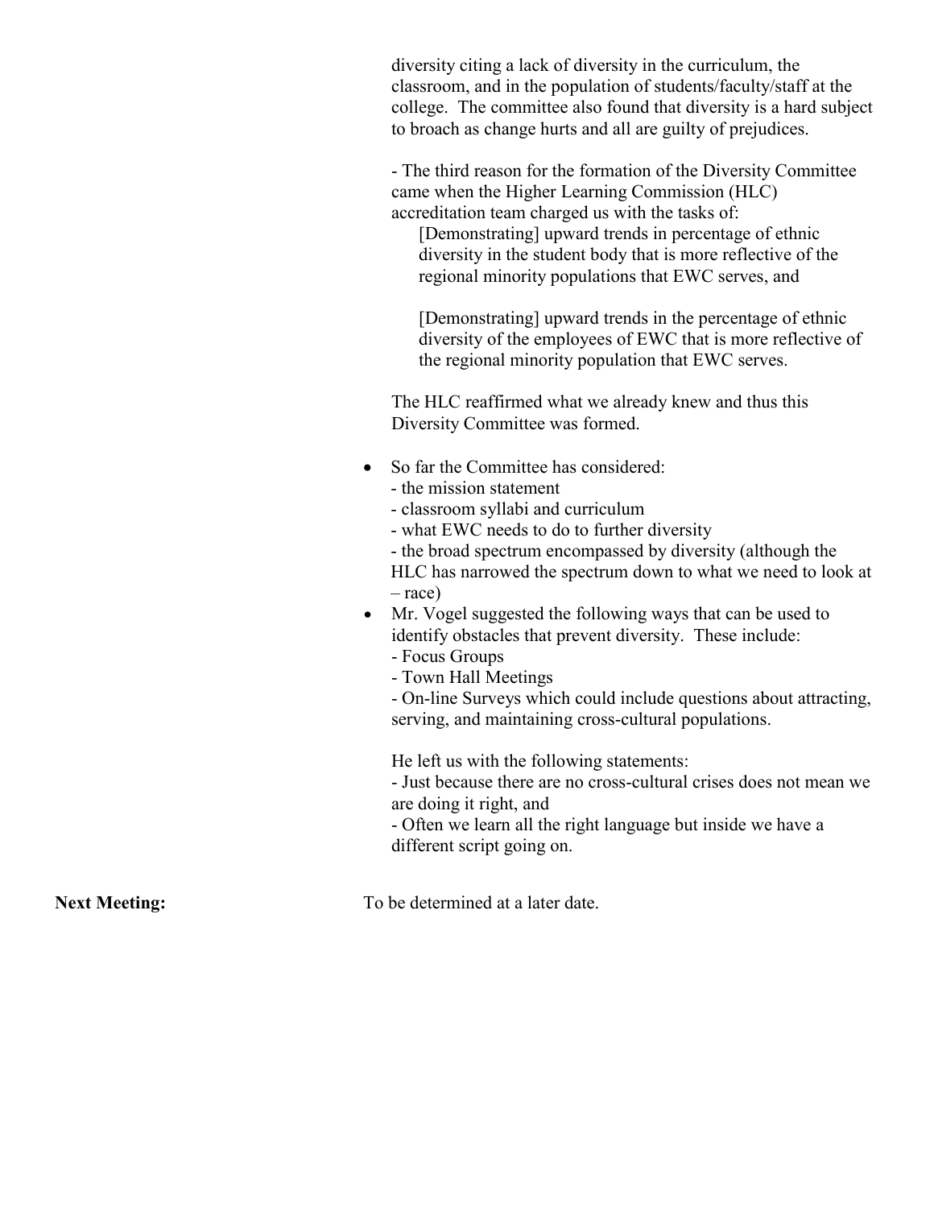diversity citing a lack of diversity in the curriculum, the classroom, and in the population of students/faculty/staff at the college. The committee also found that diversity is a hard subject to broach as change hurts and all are guilty of prejudices.

- The third reason for the formation of the Diversity Committee came when the Higher Learning Commission (HLC) accreditation team charged us with the tasks of:

  [Demonstrating] upward trends in percentage of ethnic diversity in the student body that is more reflective of the regional minority populations that EWC serves, and

  [Demonstrating] upward trends in the percentage of ethnic diversity of the employees of EWC that is more reflective of the regional minority population that EWC serves.

The HLC reaffirmed what we already knew and thus this Diversity Committee was formed.

- So far the Committee has considered:
  - the mission statement
  - classroom syllabi and curriculum
  - what EWC needs to do to further diversity
  - the broad spectrum encompassed by diversity (although the HLC has narrowed the spectrum down to what we need to look at – race)
- Mr. Vogel suggested the following ways that can be used to identify obstacles that prevent diversity. These include:
  - Focus Groups
  - Town Hall Meetings
  - On-line Surveys which could include questions about attracting, serving, and maintaining cross-cultural populations.

  He left us with the following statements:
  - Just because there are no cross-cultural crises does not mean we are doing it right, and
  - Often we learn all the right language but inside we have a different script going on.

**Next Meeting:** To be determined at a later date.